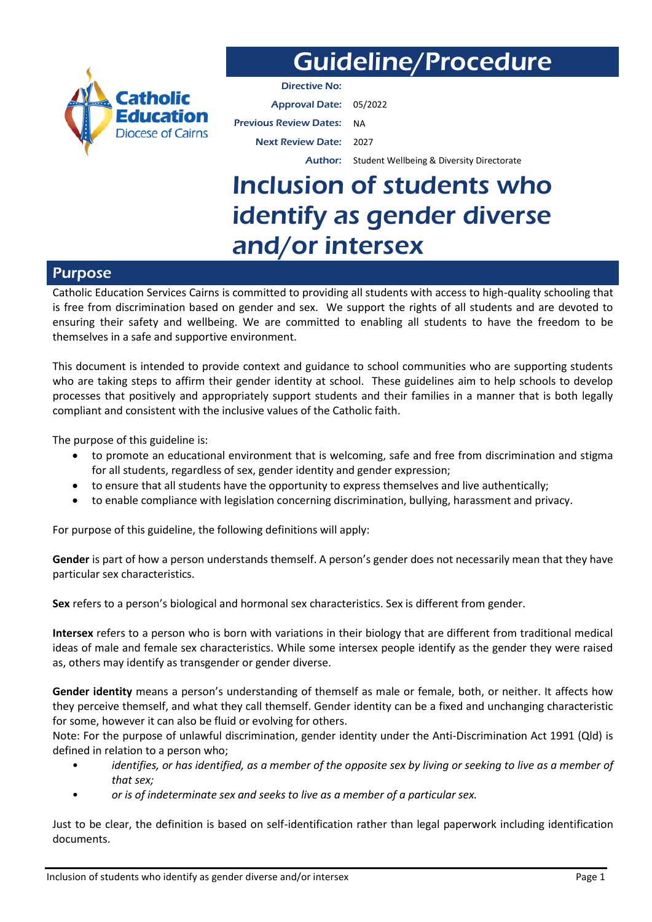# Guideline/Procedure

Catholic Education Diocese of Cairns

**Directive No:**

**Approval Date:** 05/2022

**Previous Review Dates:** NA

**Next Review Date:** 2027

**Author:** Student Wellbeing & Diversity Directorate

# Inclusion of students who identify as gender diverse and/or intersex

## Purpose

Catholic Education Services Cairns is committed to providing all students with access to high-quality schooling that is free from discrimination based on gender and sex. We support the rights of all students and are devoted to ensuring their safety and wellbeing. We are committed to enabling all students to have the freedom to be themselves in a safe and supportive environment.

This document is intended to provide context and guidance to school communities who are supporting students who are taking steps to affirm their gender identity at school. These guidelines aim to help schools to develop processes that positively and appropriately support students and their families in a manner that is both legally compliant and consistent with the inclusive values of the Catholic faith.

The purpose of this guideline is:

- to promote an educational environment that is welcoming, safe and free from discrimination and stigma for all students, regardless of sex, gender identity and gender expression;
- to ensure that all students have the opportunity to express themselves and live authentically;
- to enable compliance with legislation concerning discrimination, bullying, harassment and privacy.

For purpose of this guideline, the following definitions will apply:

**Gender** is part of how a person understands themself. A person's gender does not necessarily mean that they have particular sex characteristics.

**Sex** refers to a person's biological and hormonal sex characteristics. Sex is different from gender.

**Intersex** refers to a person who is born with variations in their biology that are different from traditional medical ideas of male and female sex characteristics. While some intersex people identify as the gender they were raised as, others may identify as transgender or gender diverse.

**Gender identity** means a person's understanding of themself as male or female, both, or neither. It affects how they perceive themself, and what they call themself. Gender identity can be a fixed and unchanging characteristic for some, however it can also be fluid or evolving for others.
Note: For the purpose of unlawful discrimination, gender identity under the Anti-Discrimination Act 1991 (Qld) is defined in relation to a person who;

- *identifies, or has identified, as a member of the opposite sex by living or seeking to live as a member of that sex;*
- *or is of indeterminate sex and seeks to live as a member of a particular sex.*

Just to be clear, the definition is based on self-identification rather than legal paperwork including identification documents.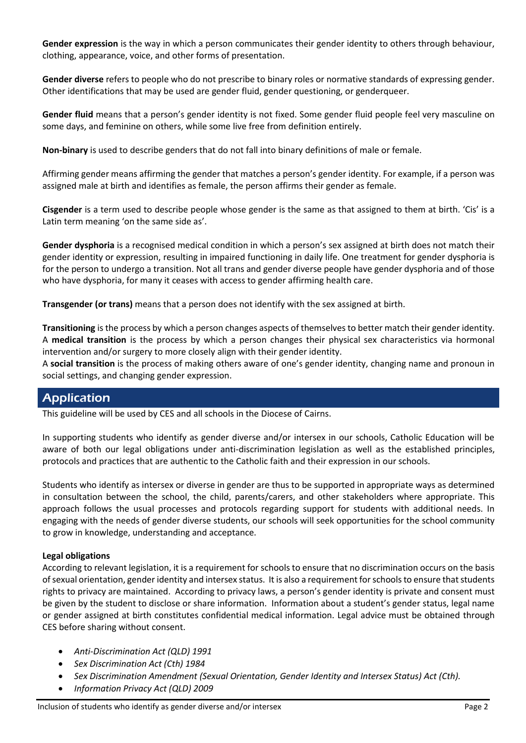**Gender expression** is the way in which a person communicates their gender identity to others through behaviour, clothing, appearance, voice, and other forms of presentation.

**Gender diverse** refers to people who do not prescribe to binary roles or normative standards of expressing gender. Other identifications that may be used are gender fluid, gender questioning, or genderqueer.

**Gender fluid** means that a person's gender identity is not fixed. Some gender fluid people feel very masculine on some days, and feminine on others, while some live free from definition entirely.

**Non-binary** is used to describe genders that do not fall into binary definitions of male or female.

Affirming gender means affirming the gender that matches a person's gender identity. For example, if a person was assigned male at birth and identifies as female, the person affirms their gender as female.

**Cisgender** is a term used to describe people whose gender is the same as that assigned to them at birth. 'Cis' is a Latin term meaning 'on the same side as'.

**Gender dysphoria** is a recognised medical condition in which a person's sex assigned at birth does not match their gender identity or expression, resulting in impaired functioning in daily life. One treatment for gender dysphoria is for the person to undergo a transition. Not all trans and gender diverse people have gender dysphoria and of those who have dysphoria, for many it ceases with access to gender affirming health care.

**Transgender (or trans)** means that a person does not identify with the sex assigned at birth.

**Transitioning** is the process by which a person changes aspects of themselves to better match their gender identity. A **medical transition** is the process by which a person changes their physical sex characteristics via hormonal intervention and/or surgery to more closely align with their gender identity.
A **social transition** is the process of making others aware of one's gender identity, changing name and pronoun in social settings, and changing gender expression.

## Application

This guideline will be used by CES and all schools in the Diocese of Cairns.

In supporting students who identify as gender diverse and/or intersex in our schools, Catholic Education will be aware of both our legal obligations under anti-discrimination legislation as well as the established principles, protocols and practices that are authentic to the Catholic faith and their expression in our schools.

Students who identify as intersex or diverse in gender are thus to be supported in appropriate ways as determined in consultation between the school, the child, parents/carers, and other stakeholders where appropriate. This approach follows the usual processes and protocols regarding support for students with additional needs. In engaging with the needs of gender diverse students, our schools will seek opportunities for the school community to grow in knowledge, understanding and acceptance.

**Legal obligations**

According to relevant legislation, it is a requirement for schools to ensure that no discrimination occurs on the basis of sexual orientation, gender identity and intersex status. It is also a requirement for schools to ensure that students rights to privacy are maintained. According to privacy laws, a person's gender identity is private and consent must be given by the student to disclose or share information. Information about a student's gender status, legal name or gender assigned at birth constitutes confidential medical information. Legal advice must be obtained through CES before sharing without consent.

- *Anti-Discrimination Act (QLD) 1991*
- *Sex Discrimination Act (Cth) 1984*
- *Sex Discrimination Amendment (Sexual Orientation, Gender Identity and Intersex Status) Act (Cth).*
- *Information Privacy Act (QLD) 2009*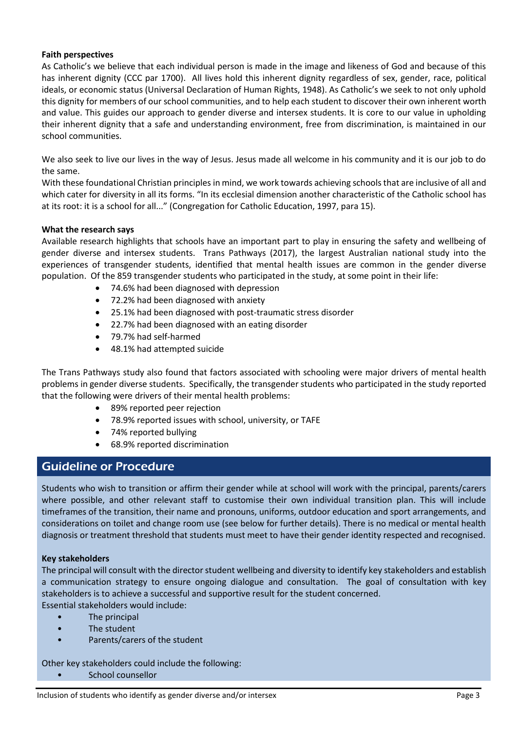**Faith perspectives**

As Catholic's we believe that each individual person is made in the image and likeness of God and because of this has inherent dignity (CCC par 1700). All lives hold this inherent dignity regardless of sex, gender, race, political ideals, or economic status (Universal Declaration of Human Rights, 1948). As Catholic's we seek to not only uphold this dignity for members of our school communities, and to help each student to discover their own inherent worth and value. This guides our approach to gender diverse and intersex students. It is core to our value in upholding their inherent dignity that a safe and understanding environment, free from discrimination, is maintained in our school communities.

We also seek to live our lives in the way of Jesus. Jesus made all welcome in his community and it is our job to do the same.

With these foundational Christian principles in mind, we work towards achieving schools that are inclusive of all and which cater for diversity in all its forms. "In its ecclesial dimension another characteristic of the Catholic school has at its root: it is a school for all..." (Congregation for Catholic Education, 1997, para 15).

**What the research says**

Available research highlights that schools have an important part to play in ensuring the safety and wellbeing of gender diverse and intersex students. Trans Pathways (2017), the largest Australian national study into the experiences of transgender students, identified that mental health issues are common in the gender diverse population. Of the 859 transgender students who participated in the study, at some point in their life:

- 74.6% had been diagnosed with depression
- 72.2% had been diagnosed with anxiety
- 25.1% had been diagnosed with post-traumatic stress disorder
- 22.7% had been diagnosed with an eating disorder
- 79.7% had self-harmed
- 48.1% had attempted suicide

The Trans Pathways study also found that factors associated with schooling were major drivers of mental health problems in gender diverse students. Specifically, the transgender students who participated in the study reported that the following were drivers of their mental health problems:

- 89% reported peer rejection
- 78.9% reported issues with school, university, or TAFE
- 74% reported bullying
- 68.9% reported discrimination

## Guideline or Procedure

Students who wish to transition or affirm their gender while at school will work with the principal, parents/carers where possible, and other relevant staff to customise their own individual transition plan. This will include timeframes of the transition, their name and pronouns, uniforms, outdoor education and sport arrangements, and considerations on toilet and change room use (see below for further details). There is no medical or mental health diagnosis or treatment threshold that students must meet to have their gender identity respected and recognised.

**Key stakeholders**

The principal will consult with the director student wellbeing and diversity to identify key stakeholders and establish a communication strategy to ensure ongoing dialogue and consultation. The goal of consultation with key stakeholders is to achieve a successful and supportive result for the student concerned.

Essential stakeholders would include:

- The principal
- The student
- Parents/carers of the student

Other key stakeholders could include the following:

- School counsellor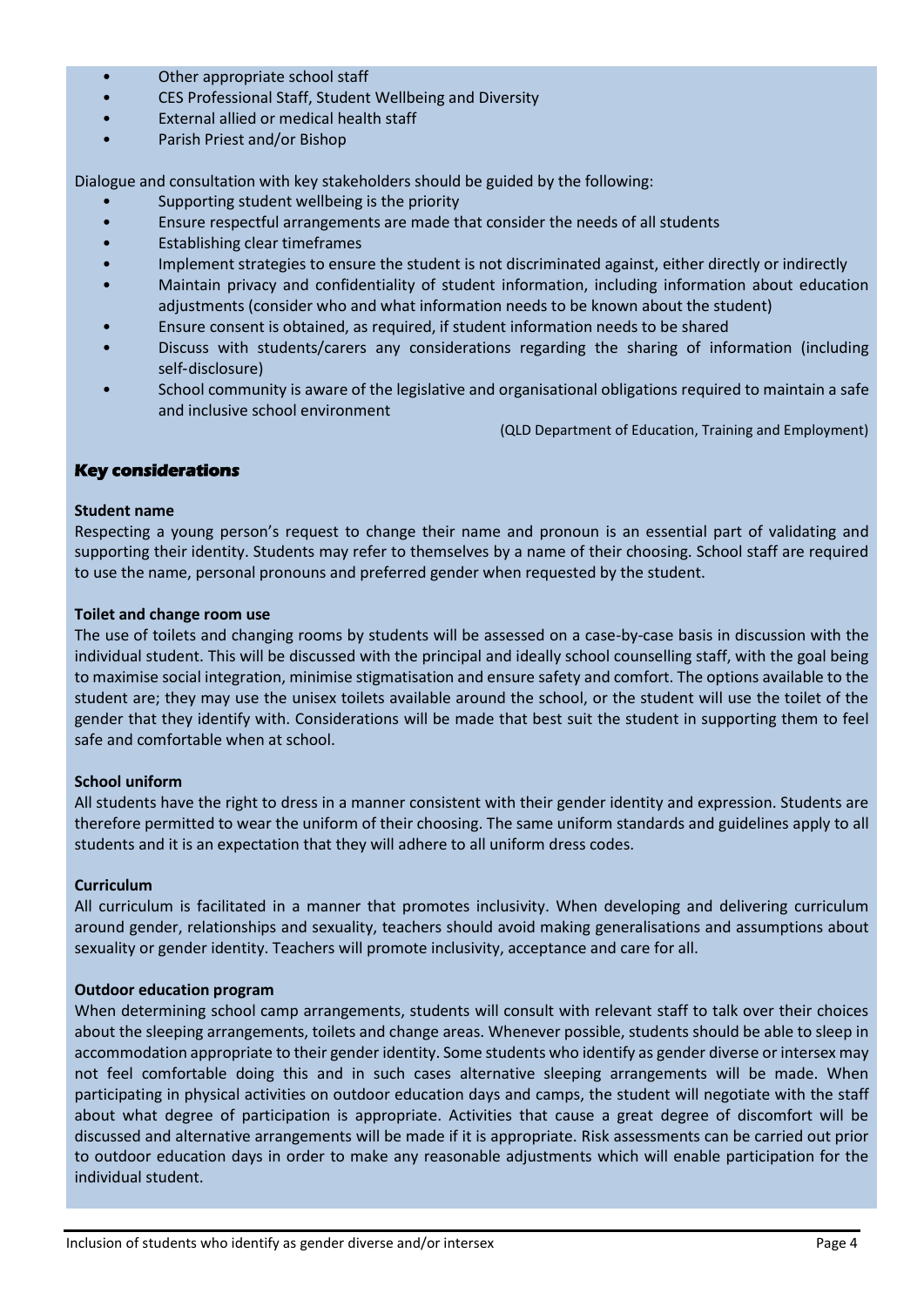- Other appropriate school staff
- CES Professional Staff, Student Wellbeing and Diversity
- External allied or medical health staff
- Parish Priest and/or Bishop

Dialogue and consultation with key stakeholders should be guided by the following:

- Supporting student wellbeing is the priority
- Ensure respectful arrangements are made that consider the needs of all students
- Establishing clear timeframes
- Implement strategies to ensure the student is not discriminated against, either directly or indirectly
- Maintain privacy and confidentiality of student information, including information about education adjustments (consider who and what information needs to be known about the student)
- Ensure consent is obtained, as required, if student information needs to be shared
- Discuss with students/carers any considerations regarding the sharing of information (including self-disclosure)
- School community is aware of the legislative and organisational obligations required to maintain a safe and inclusive school environment

(QLD Department of Education, Training and Employment)

## Key considerations

**Student name**

Respecting a young person's request to change their name and pronoun is an essential part of validating and supporting their identity. Students may refer to themselves by a name of their choosing. School staff are required to use the name, personal pronouns and preferred gender when requested by the student.

**Toilet and change room use**

The use of toilets and changing rooms by students will be assessed on a case-by-case basis in discussion with the individual student. This will be discussed with the principal and ideally school counselling staff, with the goal being to maximise social integration, minimise stigmatisation and ensure safety and comfort. The options available to the student are; they may use the unisex toilets available around the school, or the student will use the toilet of the gender that they identify with. Considerations will be made that best suit the student in supporting them to feel safe and comfortable when at school.

**School uniform**

All students have the right to dress in a manner consistent with their gender identity and expression. Students are therefore permitted to wear the uniform of their choosing. The same uniform standards and guidelines apply to all students and it is an expectation that they will adhere to all uniform dress codes.

**Curriculum**

All curriculum is facilitated in a manner that promotes inclusivity. When developing and delivering curriculum around gender, relationships and sexuality, teachers should avoid making generalisations and assumptions about sexuality or gender identity. Teachers will promote inclusivity, acceptance and care for all.

**Outdoor education program**

When determining school camp arrangements, students will consult with relevant staff to talk over their choices about the sleeping arrangements, toilets and change areas. Whenever possible, students should be able to sleep in accommodation appropriate to their gender identity. Some students who identify as gender diverse or intersex may not feel comfortable doing this and in such cases alternative sleeping arrangements will be made. When participating in physical activities on outdoor education days and camps, the student will negotiate with the staff about what degree of participation is appropriate. Activities that cause a great degree of discomfort will be discussed and alternative arrangements will be made if it is appropriate. Risk assessments can be carried out prior to outdoor education days in order to make any reasonable adjustments which will enable participation for the individual student.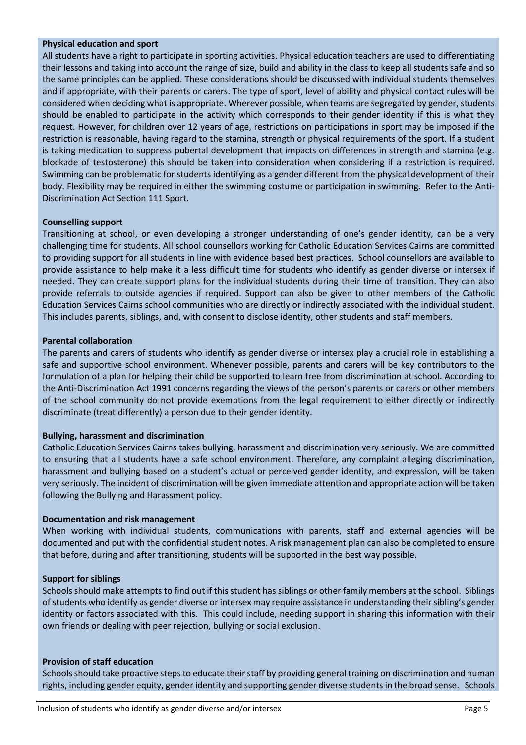**Physical education and sport**

All students have a right to participate in sporting activities. Physical education teachers are used to differentiating their lessons and taking into account the range of size, build and ability in the class to keep all students safe and so the same principles can be applied. These considerations should be discussed with individual students themselves and if appropriate, with their parents or carers. The type of sport, level of ability and physical contact rules will be considered when deciding what is appropriate. Wherever possible, when teams are segregated by gender, students should be enabled to participate in the activity which corresponds to their gender identity if this is what they request. However, for children over 12 years of age, restrictions on participations in sport may be imposed if the restriction is reasonable, having regard to the stamina, strength or physical requirements of the sport. If a student is taking medication to suppress pubertal development that impacts on differences in strength and stamina (e.g. blockade of testosterone) this should be taken into consideration when considering if a restriction is required. Swimming can be problematic for students identifying as a gender different from the physical development of their body. Flexibility may be required in either the swimming costume or participation in swimming. Refer to the Anti-Discrimination Act Section 111 Sport.

**Counselling support**

Transitioning at school, or even developing a stronger understanding of one's gender identity, can be a very challenging time for students. All school counsellors working for Catholic Education Services Cairns are committed to providing support for all students in line with evidence based best practices. School counsellors are available to provide assistance to help make it a less difficult time for students who identify as gender diverse or intersex if needed. They can create support plans for the individual students during their time of transition. They can also provide referrals to outside agencies if required. Support can also be given to other members of the Catholic Education Services Cairns school communities who are directly or indirectly associated with the individual student. This includes parents, siblings, and, with consent to disclose identity, other students and staff members.

**Parental collaboration**

The parents and carers of students who identify as gender diverse or intersex play a crucial role in establishing a safe and supportive school environment. Whenever possible, parents and carers will be key contributors to the formulation of a plan for helping their child be supported to learn free from discrimination at school. According to the Anti-Discrimination Act 1991 concerns regarding the views of the person's parents or carers or other members of the school community do not provide exemptions from the legal requirement to either directly or indirectly discriminate (treat differently) a person due to their gender identity.

**Bullying, harassment and discrimination**

Catholic Education Services Cairns takes bullying, harassment and discrimination very seriously. We are committed to ensuring that all students have a safe school environment. Therefore, any complaint alleging discrimination, harassment and bullying based on a student's actual or perceived gender identity, and expression, will be taken very seriously. The incident of discrimination will be given immediate attention and appropriate action will be taken following the Bullying and Harassment policy.

**Documentation and risk management**

When working with individual students, communications with parents, staff and external agencies will be documented and put with the confidential student notes. A risk management plan can also be completed to ensure that before, during and after transitioning, students will be supported in the best way possible.

**Support for siblings**

Schools should make attempts to find out if this student has siblings or other family members at the school. Siblings of students who identify as gender diverse or intersex may require assistance in understanding their sibling's gender identity or factors associated with this. This could include, needing support in sharing this information with their own friends or dealing with peer rejection, bullying or social exclusion.

**Provision of staff education**

Schools should take proactive steps to educate their staff by providing general training on discrimination and human rights, including gender equity, gender identity and supporting gender diverse students in the broad sense. Schools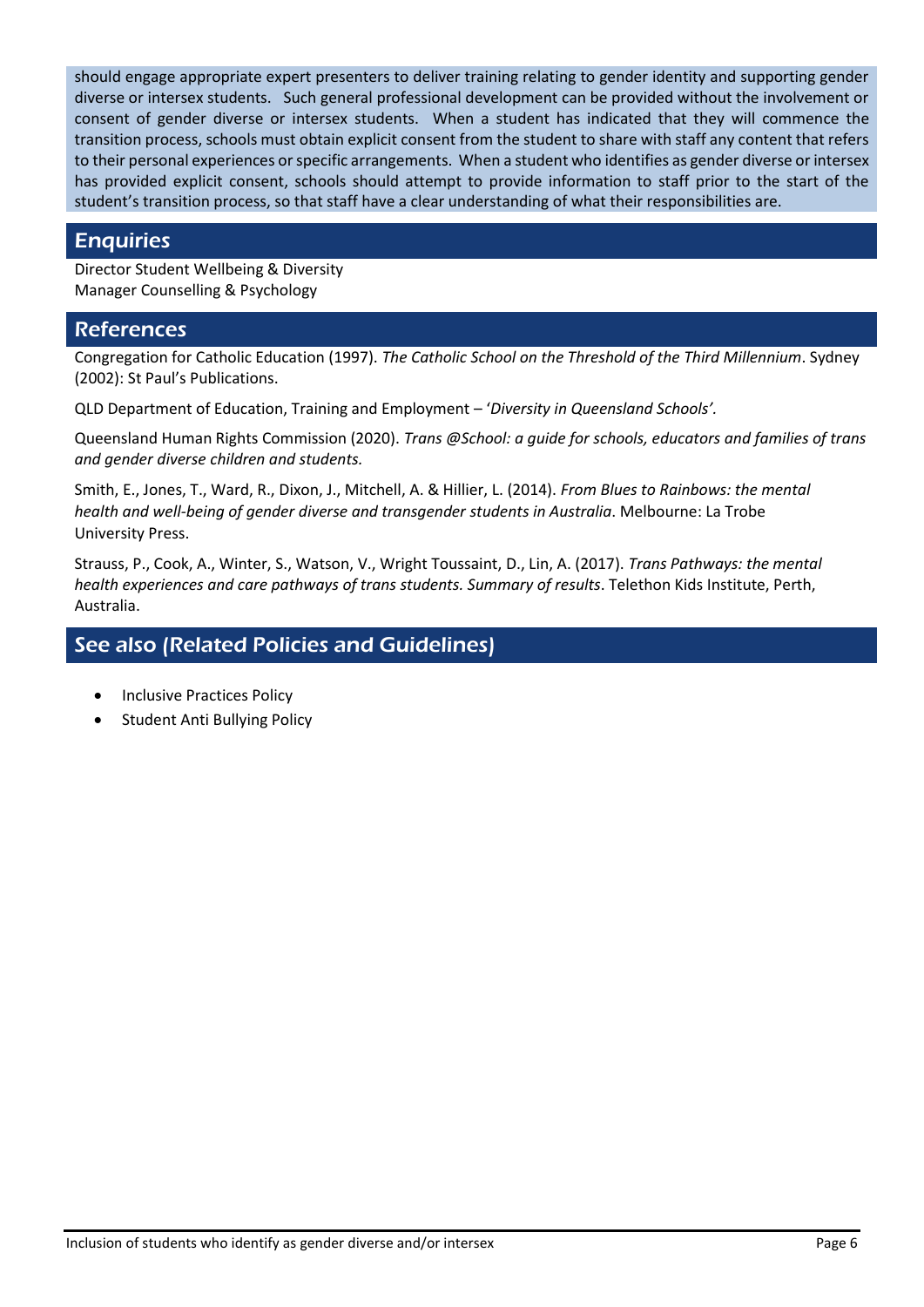should engage appropriate expert presenters to deliver training relating to gender identity and supporting gender diverse or intersex students. Such general professional development can be provided without the involvement or consent of gender diverse or intersex students. When a student has indicated that they will commence the transition process, schools must obtain explicit consent from the student to share with staff any content that refers to their personal experiences or specific arrangements. When a student who identifies as gender diverse or intersex has provided explicit consent, schools should attempt to provide information to staff prior to the start of the student's transition process, so that staff have a clear understanding of what their responsibilities are.

## Enquiries

Director Student Wellbeing & Diversity
Manager Counselling & Psychology

## References

Congregation for Catholic Education (1997). *The Catholic School on the Threshold of the Third Millennium*. Sydney (2002): St Paul's Publications.

QLD Department of Education, Training and Employment – '*Diversity in Queensland Schools'*.

Queensland Human Rights Commission (2020). *Trans @School: a guide for schools, educators and families of trans and gender diverse children and students.*

Smith, E., Jones, T., Ward, R., Dixon, J., Mitchell, A. & Hillier, L. (2014). *From Blues to Rainbows: the mental health and well-being of gender diverse and transgender students in Australia*. Melbourne: La Trobe University Press.

Strauss, P., Cook, A., Winter, S., Watson, V., Wright Toussaint, D., Lin, A. (2017). *Trans Pathways: the mental health experiences and care pathways of trans students. Summary of results*. Telethon Kids Institute, Perth, Australia.

## See also (Related Policies and Guidelines)

- Inclusive Practices Policy
- Student Anti Bullying Policy